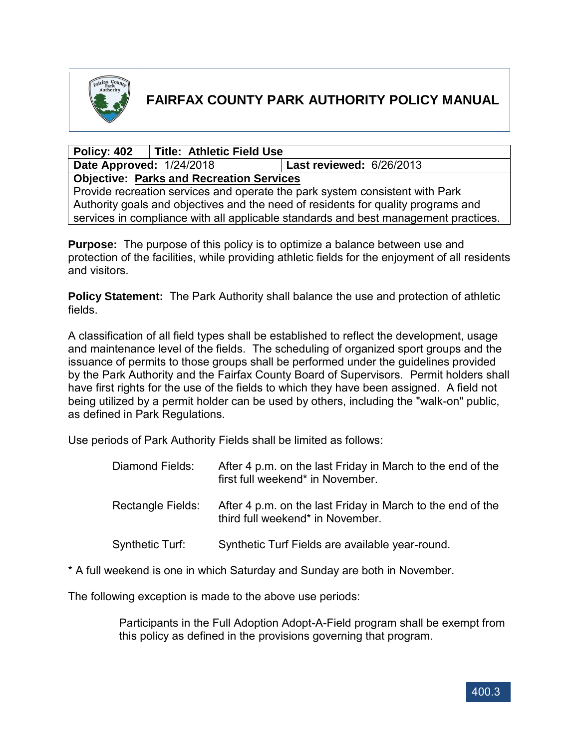# FAIRFAX COUNTY PARK AUTHORITY POLICY MANUAL

| Policy: 402 | Title: Athletic Field Use |
| --- | --- |
| **Date Approved:** 1/24/2018 | **Last reviewed:** 6/26/2013 |

**Objective: Parks and Recreation Services**
Provide recreation services and operate the park system consistent with Park Authority goals and objectives and the need of residents for quality programs and services in compliance with all applicable standards and best management practices.

**Purpose:** The purpose of this policy is to optimize a balance between use and protection of the facilities, while providing athletic fields for the enjoyment of all residents and visitors.

**Policy Statement:** The Park Authority shall balance the use and protection of athletic fields.

A classification of all field types shall be established to reflect the development, usage and maintenance level of the fields. The scheduling of organized sport groups and the issuance of permits to those groups shall be performed under the guidelines provided by the Park Authority and the Fairfax County Board of Supervisors. Permit holders shall have first rights for the use of the fields to which they have been assigned. A field not being utilized by a permit holder can be used by others, including the "walk-on" public, as defined in Park Regulations.

Use periods of Park Authority Fields shall be limited as follows:

- Diamond Fields: After 4 p.m. on the last Friday in March to the end of the first full weekend* in November.
- Rectangle Fields: After 4 p.m. on the last Friday in March to the end of the third full weekend* in November.
- Synthetic Turf: Synthetic Turf Fields are available year-round.

* A full weekend is one in which Saturday and Sunday are both in November.

The following exception is made to the above use periods:

> Participants in the Full Adoption Adopt-A-Field program shall be exempt from this policy as defined in the provisions governing that program.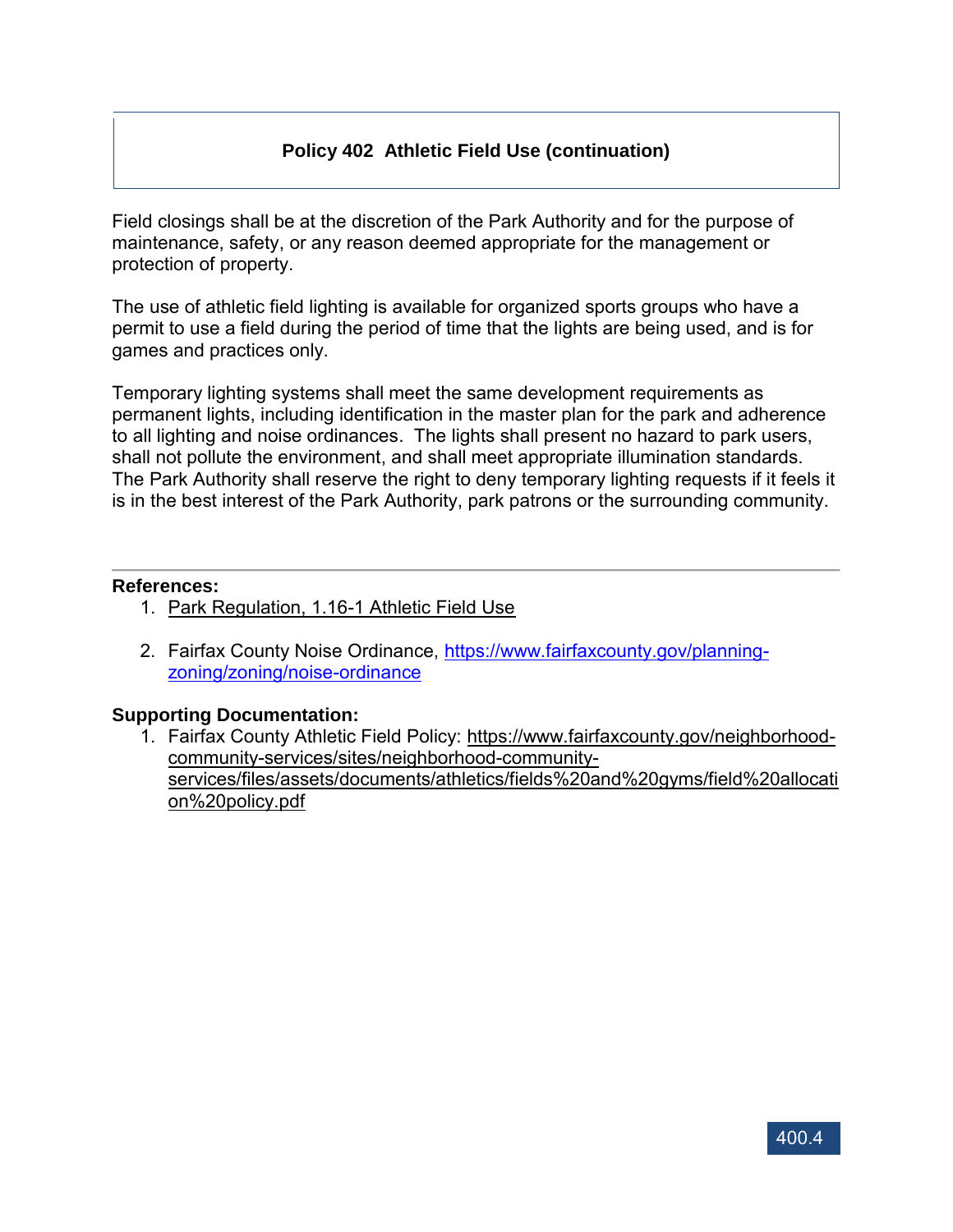# Policy 402 Athletic Field Use (continuation)

Field closings shall be at the discretion of the Park Authority and for the purpose of maintenance, safety, or any reason deemed appropriate for the management or protection of property.

The use of athletic field lighting is available for organized sports groups who have a permit to use a field during the period of time that the lights are being used, and is for games and practices only.

Temporary lighting systems shall meet the same development requirements as permanent lights, including identification in the master plan for the park and adherence to all lighting and noise ordinances. The lights shall present no hazard to park users, shall not pollute the environment, and shall meet appropriate illumination standards. The Park Authority shall reserve the right to deny temporary lighting requests if it feels it is in the best interest of the Park Authority, park patrons or the surrounding community.

---

**References:**

1. Park Regulation, 1.16-1 Athletic Field Use

2. Fairfax County Noise Ordinance, https://www.fairfaxcounty.gov/planning-zoning/zoning/noise-ordinance

**Supporting Documentation:**

1. Fairfax County Athletic Field Policy: https://www.fairfaxcounty.gov/neighborhood-community-services/sites/neighborhood-community-services/files/assets/documents/athletics/fields%20and%20gyms/field%20allocation%20policy.pdf